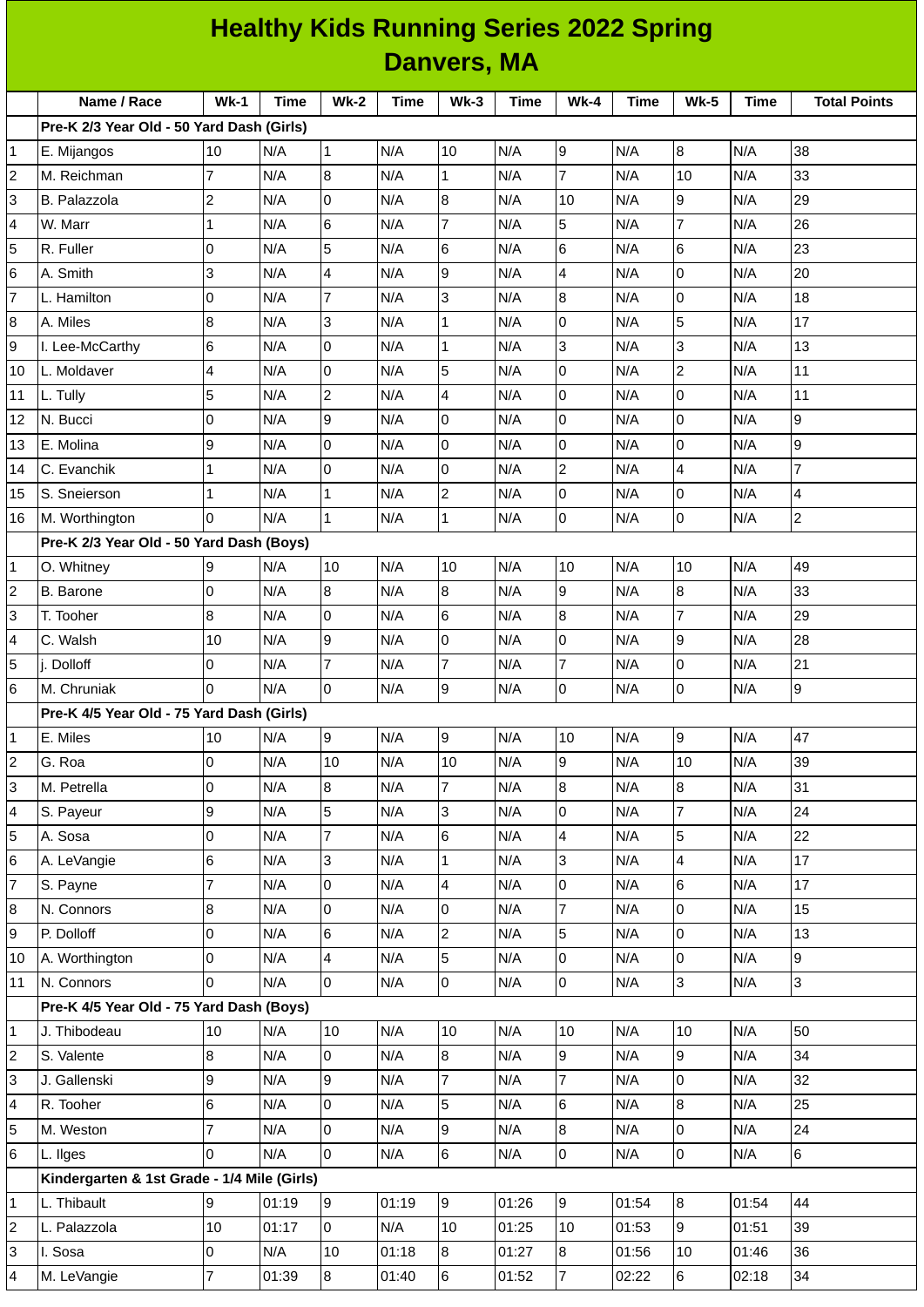# Healthy Kids Running Series 2022 Spring
## Danvers, MA

| | Name / Race | Wk-1 | Time | Wk-2 | Time | Wk-3 | Time | Wk-4 | Time | Wk-5 | Time | Total Points |
|---|---|---|---|---|---|---|---|---|---|---|---|---|
| | **Pre-K 2/3 Year Old - 50 Yard Dash (Girls)** | | | | | | | | | | | |
| 1 | E. Mijangos | 10 | N/A | 1 | N/A | 10 | N/A | 9 | N/A | 8 | N/A | 38 |
| 2 | M. Reichman | 7 | N/A | 8 | N/A | 1 | N/A | 7 | N/A | 10 | N/A | 33 |
| 3 | B. Palazzola | 2 | N/A | 0 | N/A | 8 | N/A | 10 | N/A | 9 | N/A | 29 |
| 4 | W. Marr | 1 | N/A | 6 | N/A | 7 | N/A | 5 | N/A | 7 | N/A | 26 |
| 5 | R. Fuller | 0 | N/A | 5 | N/A | 6 | N/A | 6 | N/A | 6 | N/A | 23 |
| 6 | A. Smith | 3 | N/A | 4 | N/A | 9 | N/A | 4 | N/A | 0 | N/A | 20 |
| 7 | L. Hamilton | 0 | N/A | 7 | N/A | 3 | N/A | 8 | N/A | 0 | N/A | 18 |
| 8 | A. Miles | 8 | N/A | 3 | N/A | 1 | N/A | 0 | N/A | 5 | N/A | 17 |
| 9 | I. Lee-McCarthy | 6 | N/A | 0 | N/A | 1 | N/A | 3 | N/A | 3 | N/A | 13 |
| 10 | L. Moldaver | 4 | N/A | 0 | N/A | 5 | N/A | 0 | N/A | 2 | N/A | 11 |
| 11 | L. Tully | 5 | N/A | 2 | N/A | 4 | N/A | 0 | N/A | 0 | N/A | 11 |
| 12 | N. Bucci | 0 | N/A | 9 | N/A | 0 | N/A | 0 | N/A | 0 | N/A | 9 |
| 13 | E. Molina | 9 | N/A | 0 | N/A | 0 | N/A | 0 | N/A | 0 | N/A | 9 |
| 14 | C. Evanchik | 1 | N/A | 0 | N/A | 0 | N/A | 2 | N/A | 4 | N/A | 7 |
| 15 | S. Sneierson | 1 | N/A | 1 | N/A | 2 | N/A | 0 | N/A | 0 | N/A | 4 |
| 16 | M. Worthington | 0 | N/A | 1 | N/A | 1 | N/A | 0 | N/A | 0 | N/A | 2 |
| | **Pre-K 2/3 Year Old - 50 Yard Dash (Boys)** | | | | | | | | | | | |
| 1 | O. Whitney | 9 | N/A | 10 | N/A | 10 | N/A | 10 | N/A | 10 | N/A | 49 |
| 2 | B. Barone | 0 | N/A | 8 | N/A | 8 | N/A | 9 | N/A | 8 | N/A | 33 |
| 3 | T. Tooher | 8 | N/A | 0 | N/A | 6 | N/A | 8 | N/A | 7 | N/A | 29 |
| 4 | C. Walsh | 10 | N/A | 9 | N/A | 0 | N/A | 0 | N/A | 9 | N/A | 28 |
| 5 | j. Dolloff | 0 | N/A | 7 | N/A | 7 | N/A | 7 | N/A | 0 | N/A | 21 |
| 6 | M. Chruniak | 0 | N/A | 0 | N/A | 9 | N/A | 0 | N/A | 0 | N/A | 9 |
| | **Pre-K 4/5 Year Old - 75 Yard Dash (Girls)** | | | | | | | | | | | |
| 1 | E. Miles | 10 | N/A | 9 | N/A | 9 | N/A | 10 | N/A | 9 | N/A | 47 |
| 2 | G. Roa | 0 | N/A | 10 | N/A | 10 | N/A | 9 | N/A | 10 | N/A | 39 |
| 3 | M. Petrella | 0 | N/A | 8 | N/A | 7 | N/A | 8 | N/A | 8 | N/A | 31 |
| 4 | S. Payeur | 9 | N/A | 5 | N/A | 3 | N/A | 0 | N/A | 7 | N/A | 24 |
| 5 | A. Sosa | 0 | N/A | 7 | N/A | 6 | N/A | 4 | N/A | 5 | N/A | 22 |
| 6 | A. LeVangie | 6 | N/A | 3 | N/A | 1 | N/A | 3 | N/A | 4 | N/A | 17 |
| 7 | S. Payne | 7 | N/A | 0 | N/A | 4 | N/A | 0 | N/A | 6 | N/A | 17 |
| 8 | N. Connors | 8 | N/A | 0 | N/A | 0 | N/A | 7 | N/A | 0 | N/A | 15 |
| 9 | P. Dolloff | 0 | N/A | 6 | N/A | 2 | N/A | 5 | N/A | 0 | N/A | 13 |
| 10 | A. Worthington | 0 | N/A | 4 | N/A | 5 | N/A | 0 | N/A | 0 | N/A | 9 |
| 11 | N. Connors | 0 | N/A | 0 | N/A | 0 | N/A | 0 | N/A | 3 | N/A | 3 |
| | **Pre-K 4/5 Year Old - 75 Yard Dash (Boys)** | | | | | | | | | | | |
| 1 | J. Thibodeau | 10 | N/A | 10 | N/A | 10 | N/A | 10 | N/A | 10 | N/A | 50 |
| 2 | S. Valente | 8 | N/A | 0 | N/A | 8 | N/A | 9 | N/A | 9 | N/A | 34 |
| 3 | J. Gallenski | 9 | N/A | 9 | N/A | 7 | N/A | 7 | N/A | 0 | N/A | 32 |
| 4 | R. Tooher | 6 | N/A | 0 | N/A | 5 | N/A | 6 | N/A | 8 | N/A | 25 |
| 5 | M. Weston | 7 | N/A | 0 | N/A | 9 | N/A | 8 | N/A | 0 | N/A | 24 |
| 6 | L. Ilges | 0 | N/A | 0 | N/A | 6 | N/A | 0 | N/A | 0 | N/A | 6 |
| | **Kindergarten & 1st Grade - 1/4 Mile (Girls)** | | | | | | | | | | | |
| 1 | L. Thibault | 9 | 01:19 | 9 | 01:19 | 9 | 01:26 | 9 | 01:54 | 8 | 01:54 | 44 |
| 2 | L. Palazzola | 10 | 01:17 | 0 | N/A | 10 | 01:25 | 10 | 01:53 | 9 | 01:51 | 39 |
| 3 | I. Sosa | 0 | N/A | 10 | 01:18 | 8 | 01:27 | 8 | 01:56 | 10 | 01:46 | 36 |
| 4 | M. LeVangie | 7 | 01:39 | 8 | 01:40 | 6 | 01:52 | 7 | 02:22 | 6 | 02:18 | 34 |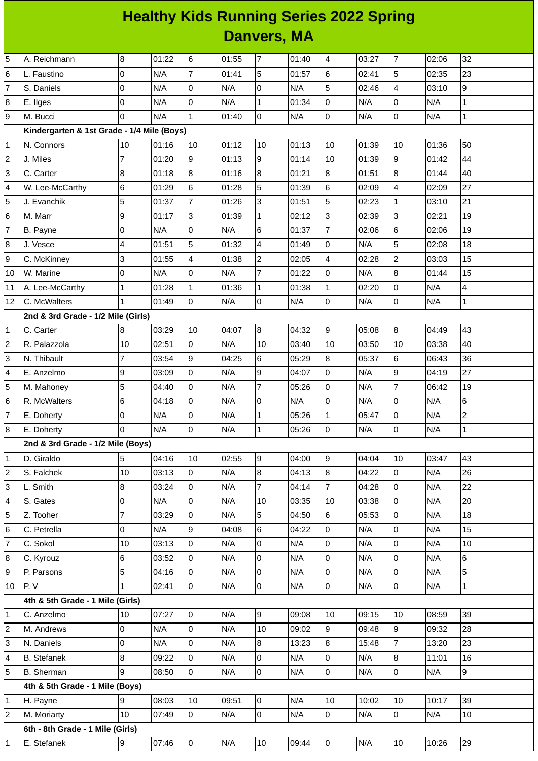# Healthy Kids Running Series 2022 Spring
## Danvers, MA

| | | | | | | | | | | | | |
|---|---|---|---|---|---|---|---|---|---|---|---|---|
| 5 | A. Reichmann | 8 | 01:22 | 6 | 01:55 | 7 | 01:40 | 4 | 03:27 | 7 | 02:06 | 32 |
| 6 | L. Faustino | 0 | N/A | 7 | 01:41 | 5 | 01:57 | 6 | 02:41 | 5 | 02:35 | 23 |
| 7 | S. Daniels | 0 | N/A | 0 | N/A | 0 | N/A | 5 | 02:46 | 4 | 03:10 | 9 |
| 8 | E. Ilges | 0 | N/A | 0 | N/A | 1 | 01:34 | 0 | N/A | 0 | N/A | 1 |
| 9 | M. Bucci | 0 | N/A | 1 | 01:40 | 0 | N/A | 0 | N/A | 0 | N/A | 1 |
| | **Kindergarten & 1st Grade - 1/4 Mile (Boys)** | | | | | | | | | | | |
| 1 | N. Connors | 10 | 01:16 | 10 | 01:12 | 10 | 01:13 | 10 | 01:39 | 10 | 01:36 | 50 |
| 2 | J. Miles | 7 | 01:20 | 9 | 01:13 | 9 | 01:14 | 10 | 01:39 | 9 | 01:42 | 44 |
| 3 | C. Carter | 8 | 01:18 | 8 | 01:16 | 8 | 01:21 | 8 | 01:51 | 8 | 01:44 | 40 |
| 4 | W. Lee-McCarthy | 6 | 01:29 | 6 | 01:28 | 5 | 01:39 | 6 | 02:09 | 4 | 02:09 | 27 |
| 5 | J. Evanchik | 5 | 01:37 | 7 | 01:26 | 3 | 01:51 | 5 | 02:23 | 1 | 03:10 | 21 |
| 6 | M. Marr | 9 | 01:17 | 3 | 01:39 | 1 | 02:12 | 3 | 02:39 | 3 | 02:21 | 19 |
| 7 | B. Payne | 0 | N/A | 0 | N/A | 6 | 01:37 | 7 | 02:06 | 6 | 02:06 | 19 |
| 8 | J. Vesce | 4 | 01:51 | 5 | 01:32 | 4 | 01:49 | 0 | N/A | 5 | 02:08 | 18 |
| 9 | C. McKinney | 3 | 01:55 | 4 | 01:38 | 2 | 02:05 | 4 | 02:28 | 2 | 03:03 | 15 |
| 10 | W. Marine | 0 | N/A | 0 | N/A | 7 | 01:22 | 0 | N/A | 8 | 01:44 | 15 |
| 11 | A. Lee-McCarthy | 1 | 01:28 | 1 | 01:36 | 1 | 01:38 | 1 | 02:20 | 0 | N/A | 4 |
| 12 | C. McWalters | 1 | 01:49 | 0 | N/A | 0 | N/A | 0 | N/A | 0 | N/A | 1 |
| | **2nd & 3rd Grade - 1/2 Mile (Girls)** | | | | | | | | | | | |
| 1 | C. Carter | 8 | 03:29 | 10 | 04:07 | 8 | 04:32 | 9 | 05:08 | 8 | 04:49 | 43 |
| 2 | R. Palazzola | 10 | 02:51 | 0 | N/A | 10 | 03:40 | 10 | 03:50 | 10 | 03:38 | 40 |
| 3 | N. Thibault | 7 | 03:54 | 9 | 04:25 | 6 | 05:29 | 8 | 05:37 | 6 | 06:43 | 36 |
| 4 | E. Anzelmo | 9 | 03:09 | 0 | N/A | 9 | 04:07 | 0 | N/A | 9 | 04:19 | 27 |
| 5 | M. Mahoney | 5 | 04:40 | 0 | N/A | 7 | 05:26 | 0 | N/A | 7 | 06:42 | 19 |
| 6 | R. McWalters | 6 | 04:18 | 0 | N/A | 0 | N/A | 0 | N/A | 0 | N/A | 6 |
| 7 | E. Doherty | 0 | N/A | 0 | N/A | 1 | 05:26 | 1 | 05:47 | 0 | N/A | 2 |
| 8 | E. Doherty | 0 | N/A | 0 | N/A | 1 | 05:26 | 0 | N/A | 0 | N/A | 1 |
| | **2nd & 3rd Grade - 1/2 Mile (Boys)** | | | | | | | | | | | |
| 1 | D. Giraldo | 5 | 04:16 | 10 | 02:55 | 9 | 04:00 | 9 | 04:04 | 10 | 03:47 | 43 |
| 2 | S. Falchek | 10 | 03:13 | 0 | N/A | 8 | 04:13 | 8 | 04:22 | 0 | N/A | 26 |
| 3 | L. Smith | 8 | 03:24 | 0 | N/A | 7 | 04:14 | 7 | 04:28 | 0 | N/A | 22 |
| 4 | S. Gates | 0 | N/A | 0 | N/A | 10 | 03:35 | 10 | 03:38 | 0 | N/A | 20 |
| 5 | Z. Tooher | 7 | 03:29 | 0 | N/A | 5 | 04:50 | 6 | 05:53 | 0 | N/A | 18 |
| 6 | C. Petrella | 0 | N/A | 9 | 04:08 | 6 | 04:22 | 0 | N/A | 0 | N/A | 15 |
| 7 | C. Sokol | 10 | 03:13 | 0 | N/A | 0 | N/A | 0 | N/A | 0 | N/A | 10 |
| 8 | C. Kyrouz | 6 | 03:52 | 0 | N/A | 0 | N/A | 0 | N/A | 0 | N/A | 6 |
| 9 | P. Parsons | 5 | 04:16 | 0 | N/A | 0 | N/A | 0 | N/A | 0 | N/A | 5 |
| 10 | P. V | 1 | 02:41 | 0 | N/A | 0 | N/A | 0 | N/A | 0 | N/A | 1 |
| | **4th & 5th Grade - 1 Mile (Girls)** | | | | | | | | | | | |
| 1 | C. Anzelmo | 10 | 07:27 | 0 | N/A | 9 | 09:08 | 10 | 09:15 | 10 | 08:59 | 39 |
| 2 | M. Andrews | 0 | N/A | 0 | N/A | 10 | 09:02 | 9 | 09:48 | 9 | 09:32 | 28 |
| 3 | N. Daniels | 0 | N/A | 0 | N/A | 8 | 13:23 | 8 | 15:48 | 7 | 13:20 | 23 |
| 4 | B. Stefanek | 8 | 09:22 | 0 | N/A | 0 | N/A | 0 | N/A | 8 | 11:01 | 16 |
| 5 | B. Sherman | 9 | 08:50 | 0 | N/A | 0 | N/A | 0 | N/A | 0 | N/A | 9 |
| | **4th & 5th Grade - 1 Mile (Boys)** | | | | | | | | | | | |
| 1 | H. Payne | 9 | 08:03 | 10 | 09:51 | 0 | N/A | 10 | 10:02 | 10 | 10:17 | 39 |
| 2 | M. Moriarty | 10 | 07:49 | 0 | N/A | 0 | N/A | 0 | N/A | 0 | N/A | 10 |
| | **6th - 8th Grade - 1 Mile (Girls)** | | | | | | | | | | | |
| 1 | E. Stefanek | 9 | 07:46 | 0 | N/A | 10 | 09:44 | 0 | N/A | 10 | 10:26 | 29 |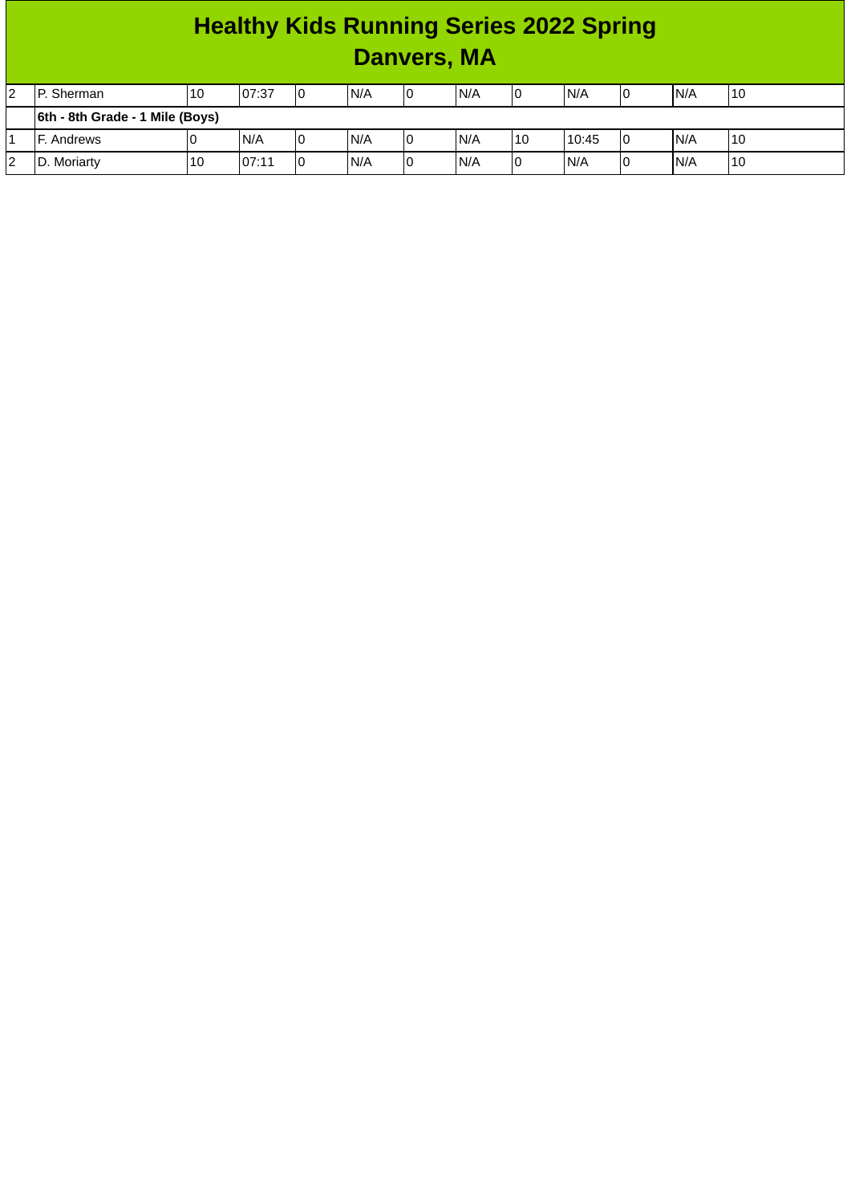# Healthy Kids Running Series 2022 Spring
## Danvers, MA

| | | | | | | | | | | | | |
|---|---|---|---|---|---|---|---|---|---|---|---|---|
| 2 | P. Sherman | 10 | 07:37 | 0 | N/A | 0 | N/A | 0 | N/A | 0 | N/A | 10 |
| | **6th - 8th Grade - 1 Mile (Boys)** | | | | | | | | | | | |
| 1 | F. Andrews | 0 | N/A | 0 | N/A | 0 | N/A | 10 | 10:45 | 0 | N/A | 10 |
| 2 | D. Moriarty | 10 | 07:11 | 0 | N/A | 0 | N/A | 0 | N/A | 0 | N/A | 10 |